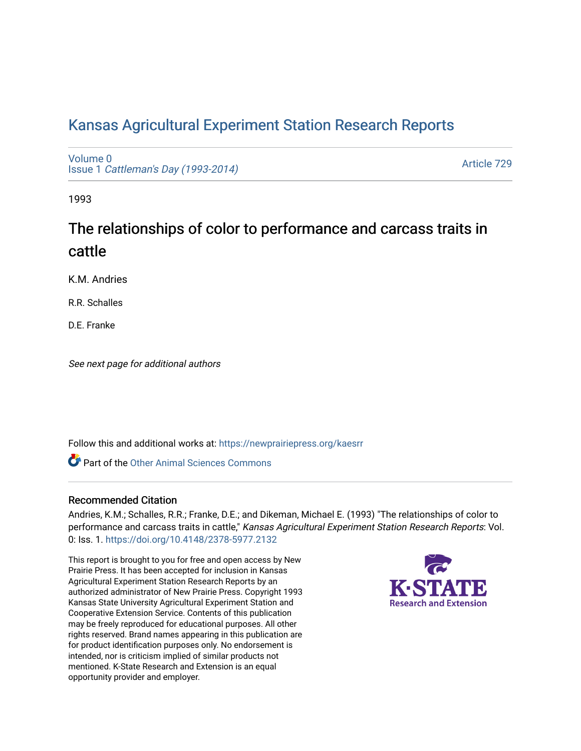# Kansas Agricultural Experiment Station Research Reports

Volume 0
Issue 1 *Cattleman's Day (1993-2014)*

Article 729

1993

## The relationships of color to performance and carcass traits in cattle

K.M. Andries

R.R. Schalles

D.E. Franke

*See next page for additional authors*

Follow this and additional works at: https://newprairiepress.org/kaesrr

Part of the Other Animal Sciences Commons

### Recommended Citation

Andries, K.M.; Schalles, R.R.; Franke, D.E.; and Dikeman, Michael E. (1993) "The relationships of color to performance and carcass traits in cattle," *Kansas Agricultural Experiment Station Research Reports*: Vol. 0: Iss. 1. https://doi.org/10.4148/2378-5977.2132

This report is brought to you for free and open access by New Prairie Press. It has been accepted for inclusion in Kansas Agricultural Experiment Station Research Reports by an authorized administrator of New Prairie Press. Copyright 1993 Kansas State University Agricultural Experiment Station and Cooperative Extension Service. Contents of this publication may be freely reproduced for educational purposes. All other rights reserved. Brand names appearing in this publication are for product identification purposes only. No endorsement is intended, nor is criticism implied of similar products not mentioned. K-State Research and Extension is an equal opportunity provider and employer.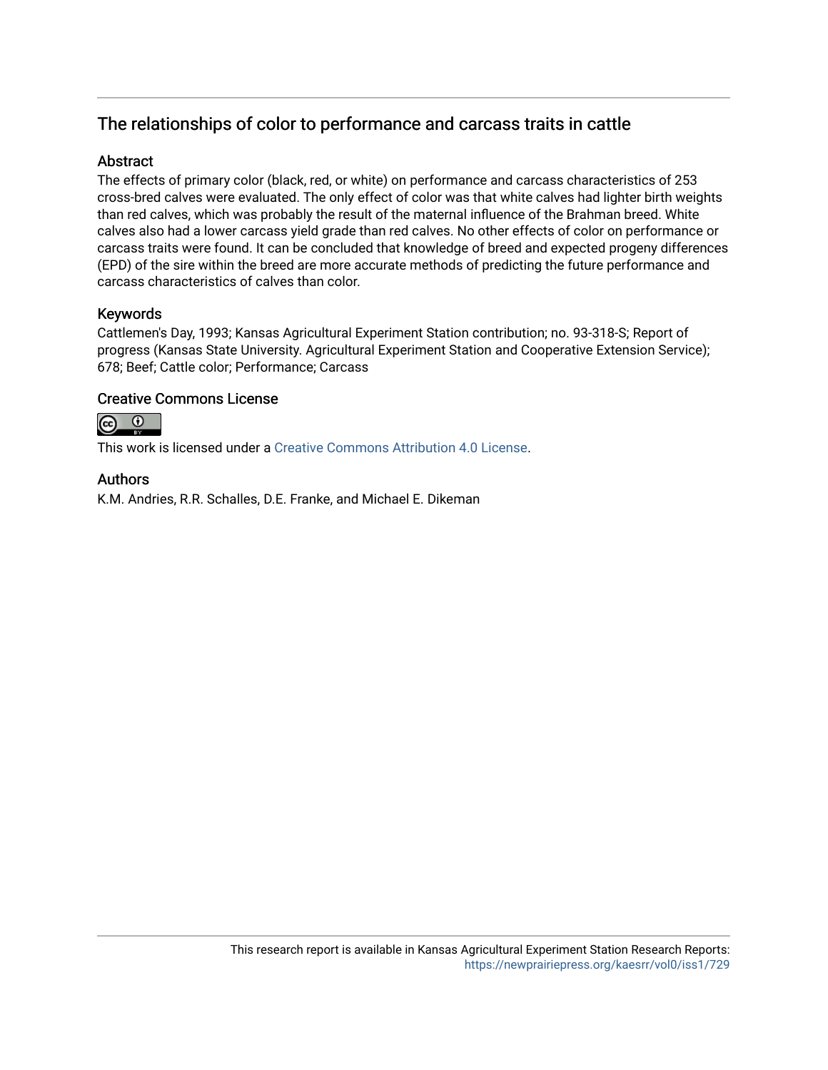## The relationships of color to performance and carcass traits in cattle

### Abstract

The effects of primary color (black, red, or white) on performance and carcass characteristics of 253 cross-bred calves were evaluated. The only effect of color was that white calves had lighter birth weights than red calves, which was probably the result of the maternal influence of the Brahman breed. White calves also had a lower carcass yield grade than red calves. No other effects of color on performance or carcass traits were found. It can be concluded that knowledge of breed and expected progeny differences (EPD) of the sire within the breed are more accurate methods of predicting the future performance and carcass characteristics of calves than color.

### Keywords

Cattlemen's Day, 1993; Kansas Agricultural Experiment Station contribution; no. 93-318-S; Report of progress (Kansas State University. Agricultural Experiment Station and Cooperative Extension Service); 678; Beef; Cattle color; Performance; Carcass

### Creative Commons License

This work is licensed under a Creative Commons Attribution 4.0 License.

### Authors

K.M. Andries, R.R. Schalles, D.E. Franke, and Michael E. Dikeman

This research report is available in Kansas Agricultural Experiment Station Research Reports: https://newprairiepress.org/kaesrr/vol0/iss1/729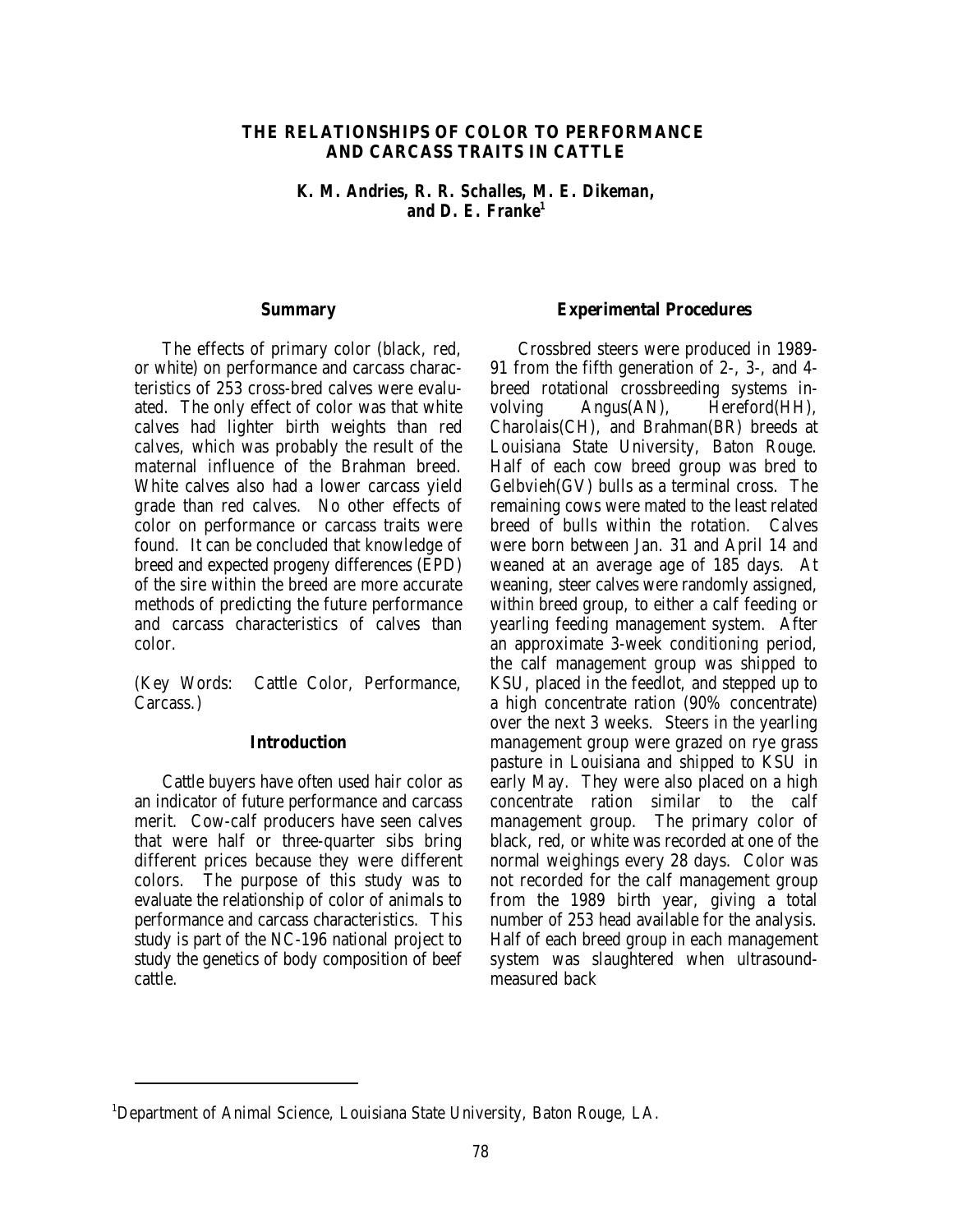# THE RELATIONSHIPS OF COLOR TO PERFORMANCE AND CARCASS TRAITS IN CATTLE

**K. M. Andries, R. R. Schalles, M. E. Dikeman, and D. E. Franke[1]**

## Summary

The effects of primary color (black, red, or white) on performance and carcass characteristics of 253 cross-bred calves were evaluated. The only effect of color was that white calves had lighter birth weights than red calves, which was probably the result of the maternal influence of the Brahman breed. White calves also had a lower carcass yield grade than red calves. No other effects of color on performance or carcass traits were found. It can be concluded that knowledge of breed and expected progeny differences (EPD) of the sire within the breed are more accurate methods of predicting the future performance and carcass characteristics of calves than color.

(Key Words: Cattle Color, Performance, Carcass.)

## Introduction

Cattle buyers have often used hair color as an indicator of future performance and carcass merit. Cow-calf producers have seen calves that were half or three-quarter sibs bring different prices because they were different colors. The purpose of this study was to evaluate the relationship of color of animals to performance and carcass characteristics. This study is part of the NC-196 national project to study the genetics of body composition of beef cattle.

## Experimental Procedures

Crossbred steers were produced in 1989-91 from the fifth generation of 2-, 3-, and 4-breed rotational crossbreeding systems involving Angus(AN), Hereford(HH), Charolais(CH), and Brahman(BR) breeds at Louisiana State University, Baton Rouge. Half of each cow breed group was bred to Gelbvieh(GV) bulls as a terminal cross. The remaining cows were mated to the least related breed of bulls within the rotation. Calves were born between Jan. 31 and April 14 and weaned at an average age of 185 days. At weaning, steer calves were randomly assigned, within breed group, to either a calf feeding or yearling feeding management system. After an approximate 3-week conditioning period, the calf management group was shipped to KSU, placed in the feedlot, and stepped up to a high concentrate ration (90% concentrate) over the next 3 weeks. Steers in the yearling management group were grazed on rye grass pasture in Louisiana and shipped to KSU in early May. They were also placed on a high concentrate ration similar to the calf management group. The primary color of black, red, or white was recorded at one of the normal weighings every 28 days. Color was not recorded for the calf management group from the 1989 birth year, giving a total number of 253 head available for the analysis. Half of each breed group in each management system was slaughtered when ultrasound-measured back

[1]Department of Animal Science, Louisiana State University, Baton Rouge, LA.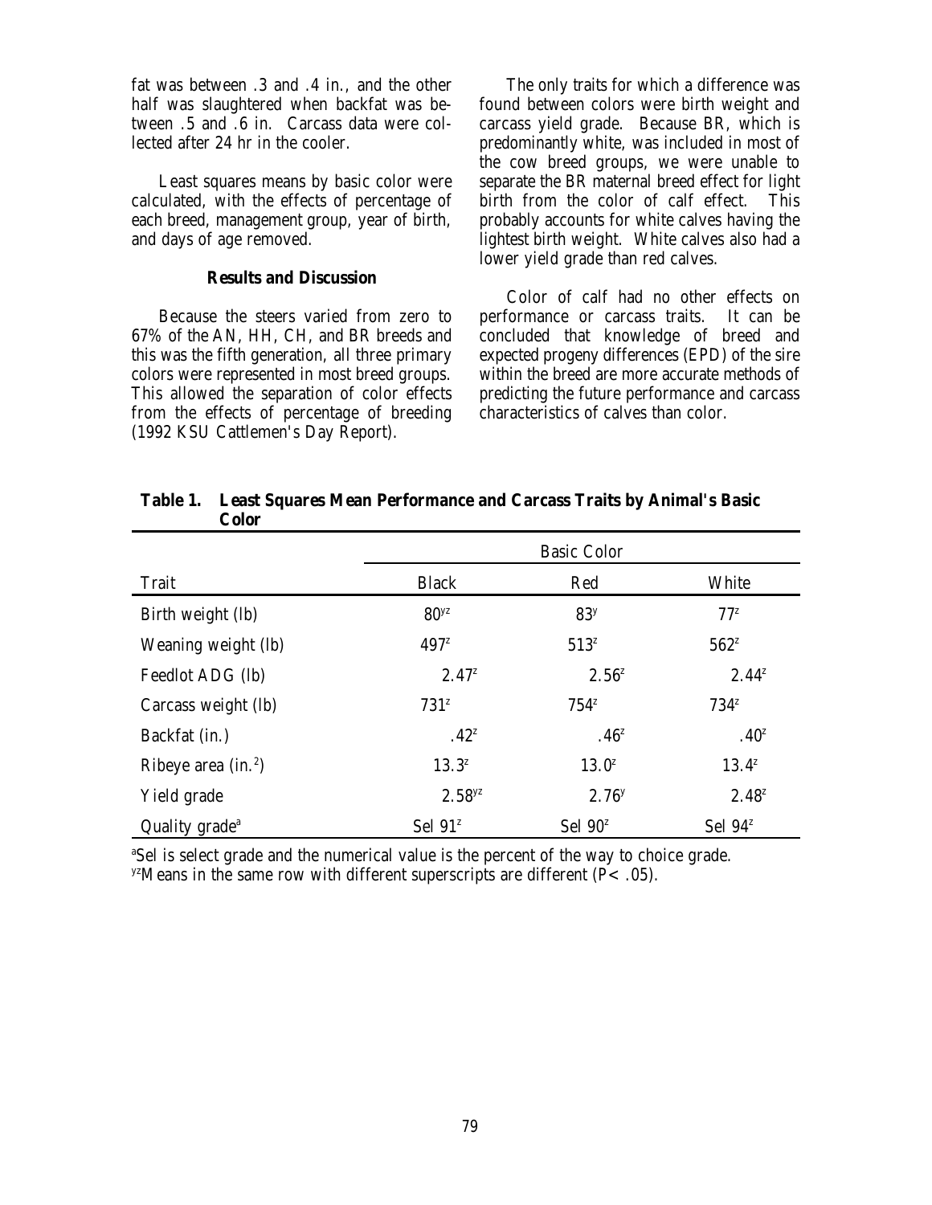fat was between .3 and .4 in., and the other half was slaughtered when backfat was between .5 and .6 in. Carcass data were collected after 24 hr in the cooler.

Least squares means by basic color were calculated, with the effects of percentage of each breed, management group, year of birth, and days of age removed.

### Results and Discussion

Because the steers varied from zero to 67% of the AN, HH, CH, and BR breeds and this was the fifth generation, all three primary colors were represented in most breed groups. This allowed the separation of color effects from the effects of percentage of breeding (1992 KSU Cattlemen's Day Report).

The only traits for which a difference was found between colors were birth weight and carcass yield grade. Because BR, which is predominantly white, was included in most of the cow breed groups, we were unable to separate the BR maternal breed effect for light birth from the color of calf effect. This probably accounts for white calves having the lightest birth weight. White calves also had a lower yield grade than red calves.

Color of calf had no other effects on performance or carcass traits. It can be concluded that knowledge of breed and expected progeny differences (EPD) of the sire within the breed are more accurate methods of predicting the future performance and carcass characteristics of calves than color.

**Table 1. Least Squares Mean Performance and Carcass Traits by Animal's Basic Color**

| | Basic Color | | |
|---|---|---|---|
| Trait | Black | Red | White |
| Birth weight (lb) | 80[yz] | 83[y] | 77[z] |
| Weaning weight (lb) | 497[z] | 513[z] | 562[z] |
| Feedlot ADG (lb) | 2.47[z] | 2.56[z] | 2.44[z] |
| Carcass weight (lb) | 731[z] | 754[z] | 734[z] |
| Backfat (in.) | .42[z] | .46[z] | .40[z] |
| Ribeye area (in.$^2$) | 13.3[z] | 13.0[z] | 13.4[z] |
| Yield grade | 2.58[yz] | 2.76[y] | 2.48[z] |
| Quality grade[a] | Sel 91[z] | Sel 90[z] | Sel 94[z] |

[a]Sel is select grade and the numerical value is the percent of the way to choice grade.
[yz]Means in the same row with different superscripts are different ($P < .05$).